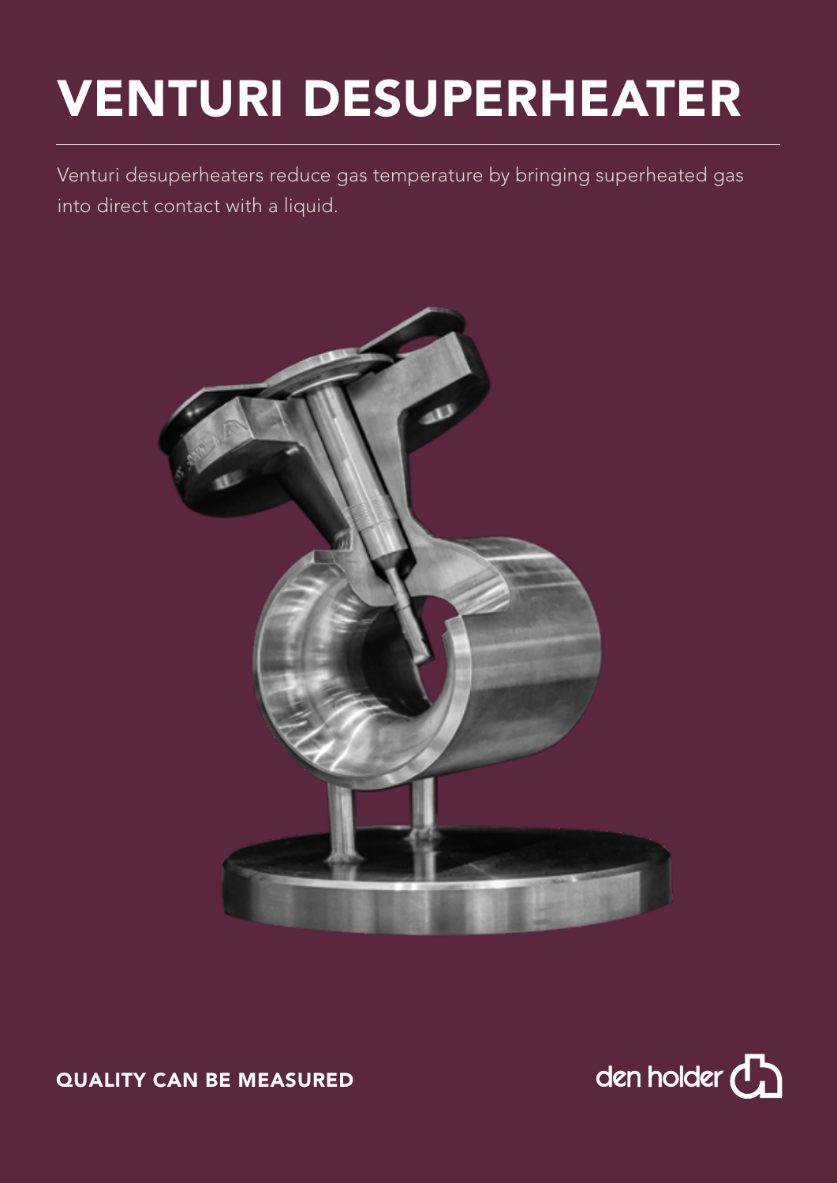# VENTURI DESUPERHEATER

Venturi desuperheaters reduce gas temperature by bringing superheated gas into direct contact with a liquid.

**QUALITY CAN BE MEASURED**

den holder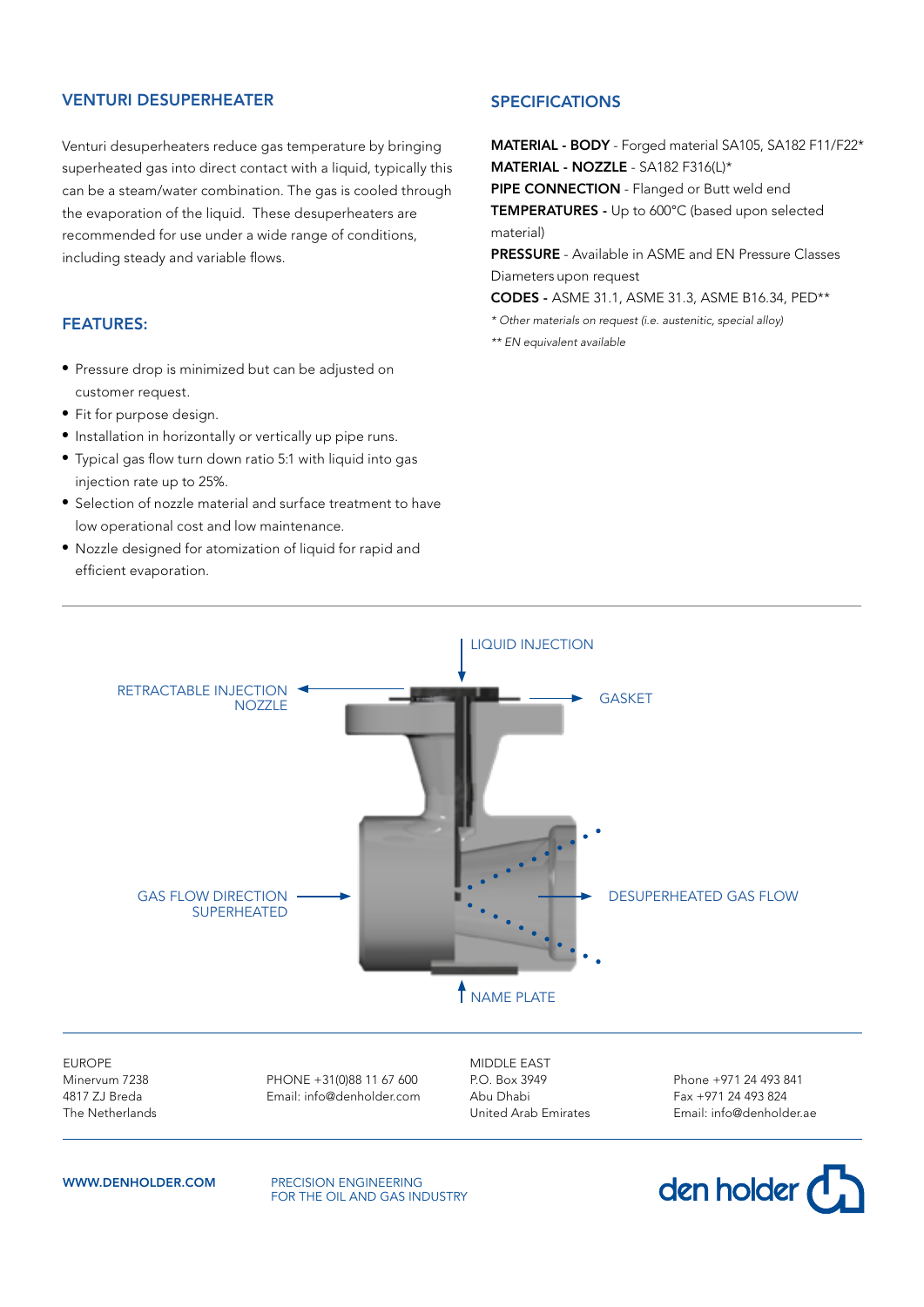## VENTURI DESUPERHEATER

Venturi desuperheaters reduce gas temperature by bringing superheated gas into direct contact with a liquid, typically this can be a steam/water combination. The gas is cooled through the evaporation of the liquid. These desuperheaters are recommended for use under a wide range of conditions, including steady and variable flows.

## FEATURES:

- Pressure drop is minimized but can be adjusted on customer request.
- Fit for purpose design.
- Installation in horizontally or vertically up pipe runs.
- Typical gas flow turn down ratio 5:1 with liquid into gas injection rate up to 25%.
- Selection of nozzle material and surface treatment to have low operational cost and low maintenance.
- Nozzle designed for atomization of liquid for rapid and efficient evaporation.

## SPECIFICATIONS

**MATERIAL - BODY** - Forged material SA105, SA182 F11/F22*
**MATERIAL - NOZZLE** - SA182 F316(L)*
**PIPE CONNECTION** - Flanged or Butt weld end
**TEMPERATURES -** Up to 600°C (based upon selected material)
**PRESSURE** - Available in ASME and EN Pressure Classes
Diameters upon request
**CODES -** ASME 31.1, ASME 31.3, ASME B16.34, PED**

*\* Other materials on request (i.e. austenitic, special alloy)*
*\*\* EN equivalent available*

LIQUID INJECTION
RETRACTABLE INJECTION NOZZLE
GASKET
GAS FLOW DIRECTION SUPERHEATED
DESUPERHEATED GAS FLOW
NAME PLATE

EUROPE
Minervum 7238
4817 ZJ Breda
The Netherlands

PHONE +31(0)88 11 67 600
Email: info@denholder.com

MIDDLE EAST
P.O. Box 3949
Abu Dhabi
United Arab Emirates

Phone +971 24 493 841
Fax +971 24 493 824
Email: info@denholder.ae

**WWW.DENHOLDER.COM**

PRECISION ENGINEERING
FOR THE OIL AND GAS INDUSTRY

den holder